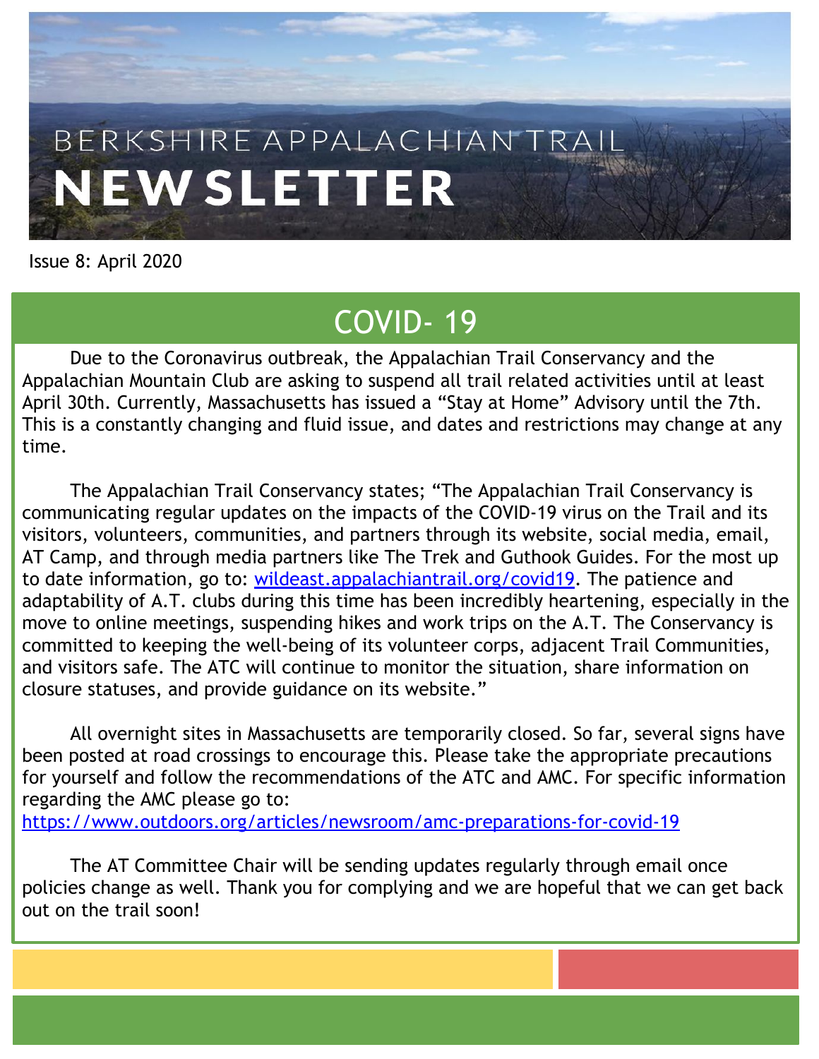# BERKSHIRE APPALACHIAN TRAIL NEWSLETTER

Issue 8: April 2020

## COVID- 19

Due to the Coronavirus outbreak, the Appalachian Trail Conservancy and the Appalachian Mountain Club are asking to suspend all trail related activities until at least April 30th. Currently, Massachusetts has issued a "Stay at Home" Advisory until the 7th. This is a constantly changing and fluid issue, and dates and restrictions may change at any time.

The Appalachian Trail Conservancy states; "The Appalachian Trail Conservancy is communicating regular updates on the impacts of the COVID-19 virus on the Trail and its visitors, volunteers, communities, and partners through its website, social media, email, AT Camp, and through media partners like The Trek and Guthook Guides. For the most up to date information, go to: [wildeast.appalachiantrail.org/covid19](wildeast.appalachiantrail.org/covid19). The patience and adaptability of A.T. clubs during this time has been incredibly heartening, especially in the move to online meetings, suspending hikes and work trips on the A.T. The Conservancy is committed to keeping the well-being of its volunteer corps, adjacent Trail Communities, and visitors safe. The ATC will continue to monitor the situation, share information on closure statuses, and provide guidance on its website."

All overnight sites in Massachusetts are temporarily closed. So far, several signs have been posted at road crossings to encourage this. Please take the appropriate precautions for yourself and follow the recommendations of the ATC and AMC. For specific information regarding the AMC please go to:
<https://www.outdoors.org/articles/newsroom/amc-preparations-for-covid-19>

The AT Committee Chair will be sending updates regularly through email once policies change as well. Thank you for complying and we are hopeful that we can get back out on the trail soon!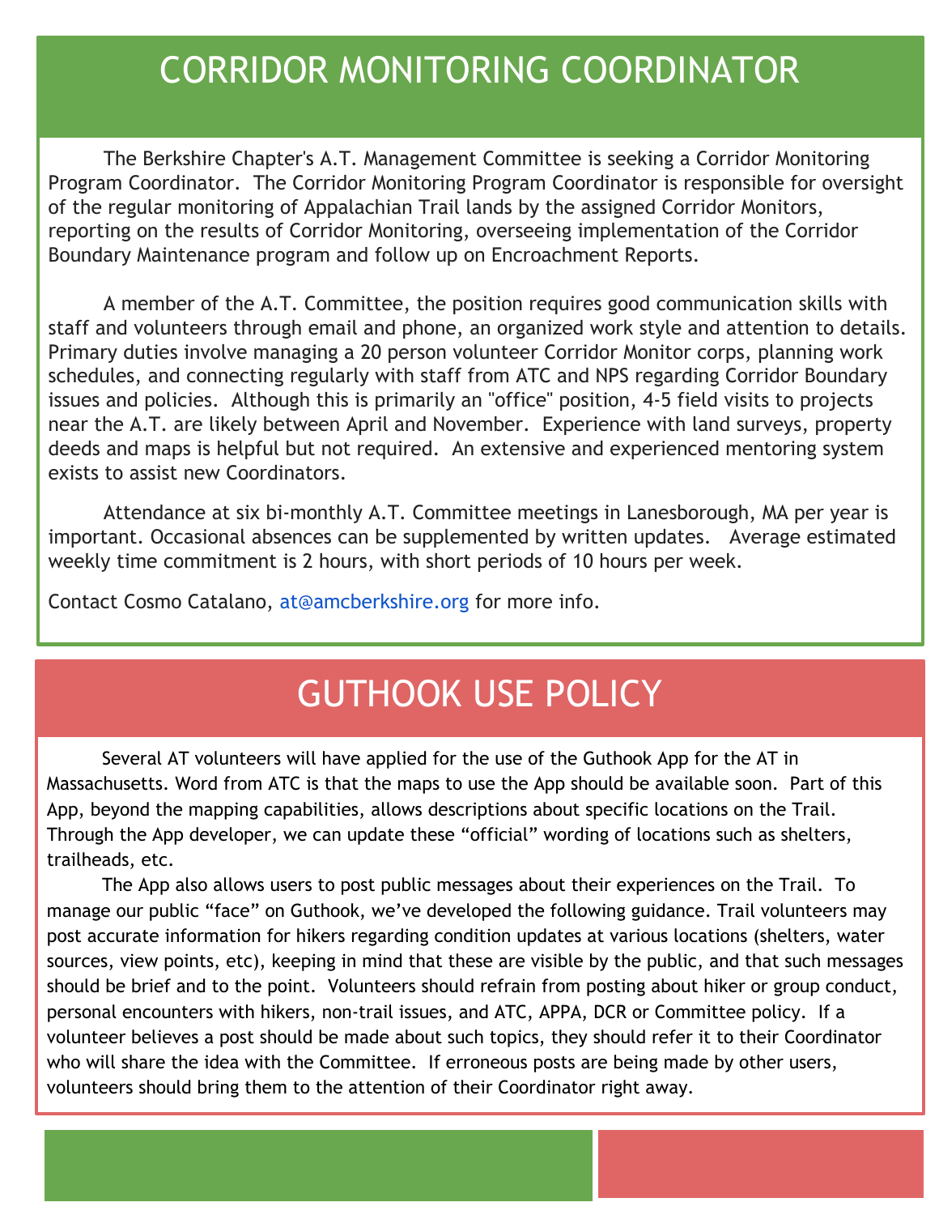# CORRIDOR MONITORING COORDINATOR

The Berkshire Chapter's A.T. Management Committee is seeking a Corridor Monitoring Program Coordinator. The Corridor Monitoring Program Coordinator is responsible for oversight of the regular monitoring of Appalachian Trail lands by the assigned Corridor Monitors, reporting on the results of Corridor Monitoring, overseeing implementation of the Corridor Boundary Maintenance program and follow up on Encroachment Reports.

A member of the A.T. Committee, the position requires good communication skills with staff and volunteers through email and phone, an organized work style and attention to details. Primary duties involve managing a 20 person volunteer Corridor Monitor corps, planning work schedules, and connecting regularly with staff from ATC and NPS regarding Corridor Boundary issues and policies. Although this is primarily an "office" position, 4-5 field visits to projects near the A.T. are likely between April and November. Experience with land surveys, property deeds and maps is helpful but not required. An extensive and experienced mentoring system exists to assist new Coordinators.

Attendance at six bi-monthly A.T. Committee meetings in Lanesborough, MA per year is important. Occasional absences can be supplemented by written updates. Average estimated weekly time commitment is 2 hours, with short periods of 10 hours per week.

Contact Cosmo Catalano, at@amcberkshire.org for more info.

# GUTHOOK USE POLICY

Several AT volunteers will have applied for the use of the Guthook App for the AT in Massachusetts. Word from ATC is that the maps to use the App should be available soon. Part of this App, beyond the mapping capabilities, allows descriptions about specific locations on the Trail. Through the App developer, we can update these "official" wording of locations such as shelters, trailheads, etc.

The App also allows users to post public messages about their experiences on the Trail. To manage our public "face" on Guthook, we've developed the following guidance. Trail volunteers may post accurate information for hikers regarding condition updates at various locations (shelters, water sources, view points, etc), keeping in mind that these are visible by the public, and that such messages should be brief and to the point. Volunteers should refrain from posting about hiker or group conduct, personal encounters with hikers, non-trail issues, and ATC, APPA, DCR or Committee policy. If a volunteer believes a post should be made about such topics, they should refer it to their Coordinator who will share the idea with the Committee. If erroneous posts are being made by other users, volunteers should bring them to the attention of their Coordinator right away.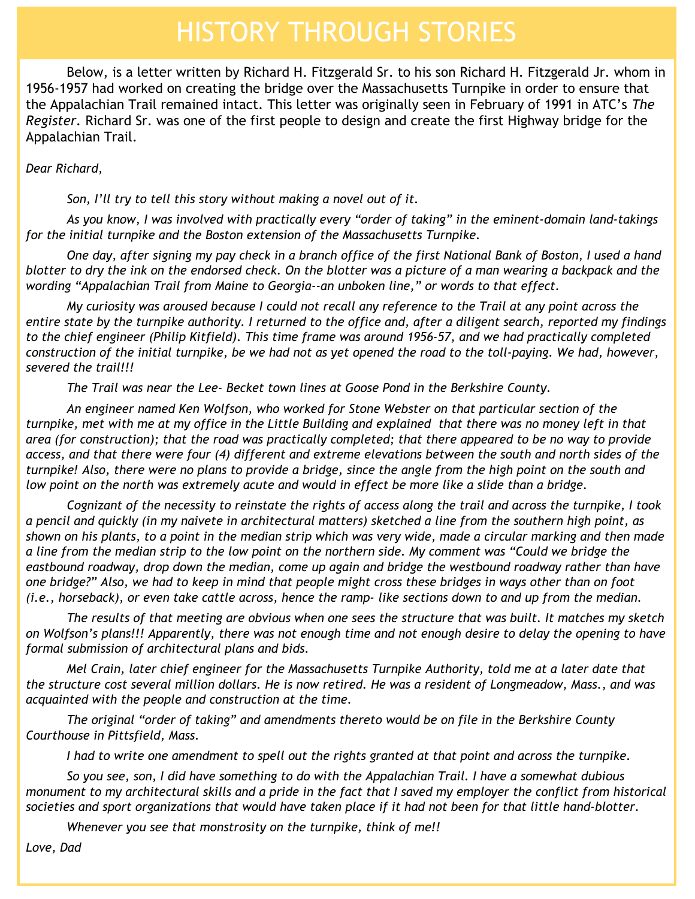# HISTORY THROUGH STORIES

Below, is a letter written by Richard H. Fitzgerald Sr. to his son Richard H. Fitzgerald Jr. whom in 1956-1957 had worked on creating the bridge over the Massachusetts Turnpike in order to ensure that the Appalachian Trail remained intact. This letter was originally seen in February of 1991 in ATC's *The Register*. Richard Sr. was one of the first people to design and create the first Highway bridge for the Appalachian Trail.

*Dear Richard,*

*Son, I'll try to tell this story without making a novel out of it.*

*As you know, I was involved with practically every "order of taking" in the eminent-domain land-takings for the initial turnpike and the Boston extension of the Massachusetts Turnpike.*

*One day, after signing my pay check in a branch office of the first National Bank of Boston, I used a hand blotter to dry the ink on the endorsed check. On the blotter was a picture of a man wearing a backpack and the wording "Appalachian Trail from Maine to Georgia--an unboken line," or words to that effect.*

*My curiosity was aroused because I could not recall any reference to the Trail at any point across the entire state by the turnpike authority. I returned to the office and, after a diligent search, reported my findings to the chief engineer (Philip Kitfield). This time frame was around 1956-57, and we had practically completed construction of the initial turnpike, be we had not as yet opened the road to the toll-paying. We had, however, severed the trail!!!*

*The Trail was near the Lee- Becket town lines at Goose Pond in the Berkshire County.*

*An engineer named Ken Wolfson, who worked for Stone Webster on that particular section of the turnpike, met with me at my office in the Little Building and explained that there was no money left in that area (for construction); that the road was practically completed; that there appeared to be no way to provide access, and that there were four (4) different and extreme elevations between the south and north sides of the turnpike! Also, there were no plans to provide a bridge, since the angle from the high point on the south and low point on the north was extremely acute and would in effect be more like a slide than a bridge.*

*Cognizant of the necessity to reinstate the rights of access along the trail and across the turnpike, I took a pencil and quickly (in my naivete in architectural matters) sketched a line from the southern high point, as shown on his plants, to a point in the median strip which was very wide, made a circular marking and then made a line from the median strip to the low point on the northern side. My comment was "Could we bridge the eastbound roadway, drop down the median, come up again and bridge the westbound roadway rather than have one bridge?" Also, we had to keep in mind that people might cross these bridges in ways other than on foot (i.e., horseback), or even take cattle across, hence the ramp- like sections down to and up from the median.*

*The results of that meeting are obvious when one sees the structure that was built. It matches my sketch on Wolfson's plans!!! Apparently, there was not enough time and not enough desire to delay the opening to have formal submission of architectural plans and bids.*

*Mel Crain, later chief engineer for the Massachusetts Turnpike Authority, told me at a later date that the structure cost several million dollars. He is now retired. He was a resident of Longmeadow, Mass., and was acquainted with the people and construction at the time.*

*The original "order of taking" and amendments thereto would be on file in the Berkshire County Courthouse in Pittsfield, Mass.*

*I had to write one amendment to spell out the rights granted at that point and across the turnpike.*

*So you see, son, I did have something to do with the Appalachian Trail. I have a somewhat dubious monument to my architectural skills and a pride in the fact that I saved my employer the conflict from historical societies and sport organizations that would have taken place if it had not been for that little hand-blotter.*

*Whenever you see that monstrosity on the turnpike, think of me!!*

*Love, Dad*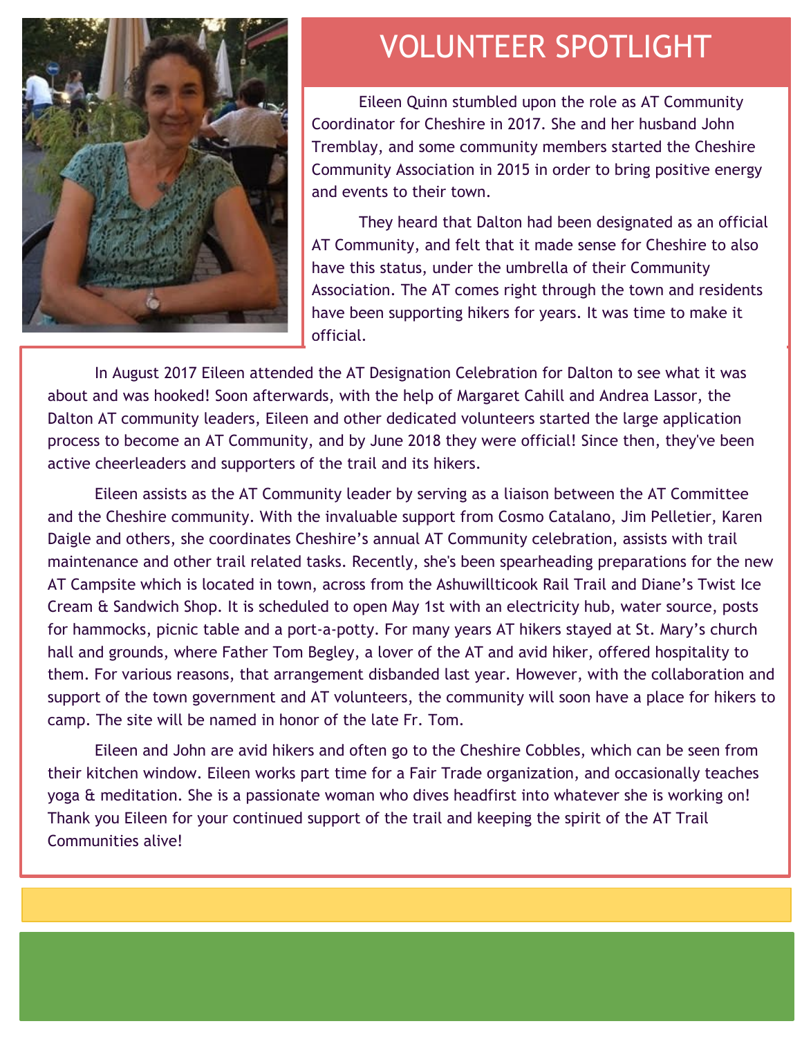# VOLUNTEER SPOTLIGHT

Eileen Quinn stumbled upon the role as AT Community Coordinator for Cheshire in 2017. She and her husband John Tremblay, and some community members started the Cheshire Community Association in 2015 in order to bring positive energy and events to their town.

They heard that Dalton had been designated as an official AT Community, and felt that it made sense for Cheshire to also have this status, under the umbrella of their Community Association. The AT comes right through the town and residents have been supporting hikers for years. It was time to make it official.

In August 2017 Eileen attended the AT Designation Celebration for Dalton to see what it was about and was hooked! Soon afterwards, with the help of Margaret Cahill and Andrea Lassor, the Dalton AT community leaders, Eileen and other dedicated volunteers started the large application process to become an AT Community, and by June 2018 they were official! Since then, they've been active cheerleaders and supporters of the trail and its hikers.

Eileen assists as the AT Community leader by serving as a liaison between the AT Committee and the Cheshire community. With the invaluable support from Cosmo Catalano, Jim Pelletier, Karen Daigle and others, she coordinates Cheshire's annual AT Community celebration, assists with trail maintenance and other trail related tasks. Recently, she's been spearheading preparations for the new AT Campsite which is located in town, across from the Ashuwillticook Rail Trail and Diane's Twist Ice Cream & Sandwich Shop. It is scheduled to open May 1st with an electricity hub, water source, posts for hammocks, picnic table and a port-a-potty. For many years AT hikers stayed at St. Mary's church hall and grounds, where Father Tom Begley, a lover of the AT and avid hiker, offered hospitality to them. For various reasons, that arrangement disbanded last year. However, with the collaboration and support of the town government and AT volunteers, the community will soon have a place for hikers to camp. The site will be named in honor of the late Fr. Tom.

Eileen and John are avid hikers and often go to the Cheshire Cobbles, which can be seen from their kitchen window. Eileen works part time for a Fair Trade organization, and occasionally teaches yoga & meditation. She is a passionate woman who dives headfirst into whatever she is working on! Thank you Eileen for your continued support of the trail and keeping the spirit of the AT Trail Communities alive!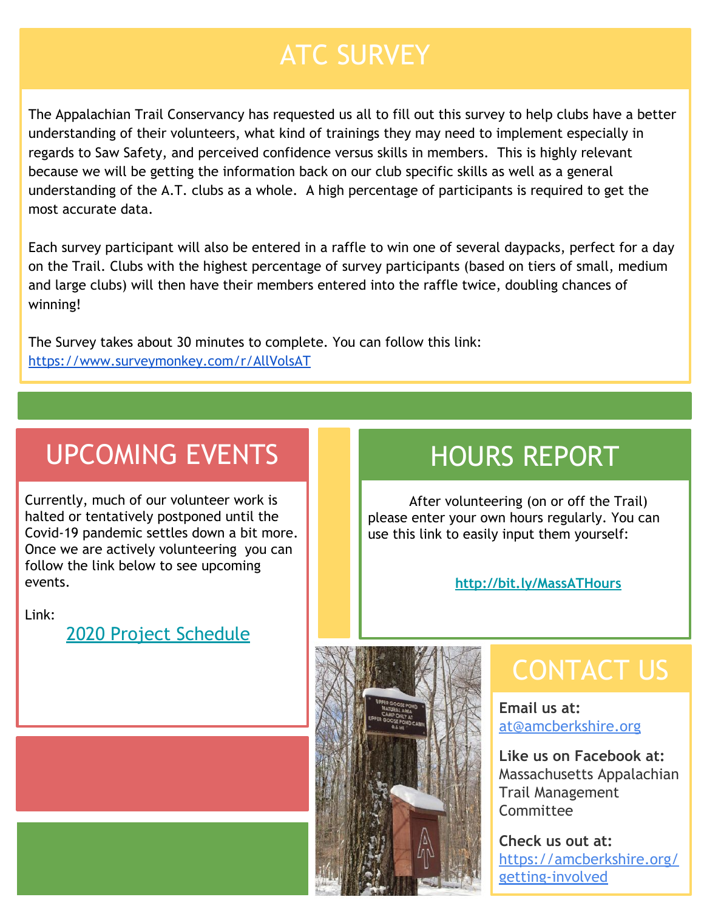# ATC SURVEY

The Appalachian Trail Conservancy has requested us all to fill out this survey to help clubs have a better understanding of their volunteers, what kind of trainings they may need to implement especially in regards to Saw Safety, and perceived confidence versus skills in members. This is highly relevant because we will be getting the information back on our club specific skills as well as a general understanding of the A.T. clubs as a whole. A high percentage of participants is required to get the most accurate data.

Each survey participant will also be entered in a raffle to win one of several daypacks, perfect for a day on the Trail. Clubs with the highest percentage of survey participants (based on tiers of small, medium and large clubs) will then have their members entered into the raffle twice, doubling chances of winning!

The Survey takes about 30 minutes to complete. You can follow this link:
https://www.surveymonkey.com/r/AllVolsAT

# UPCOMING EVENTS

Currently, much of our volunteer work is halted or tentatively postponed until the Covid-19 pandemic settles down a bit more. Once we are actively volunteering you can follow the link below to see upcoming events.

Link:

2020 Project Schedule

# HOURS REPORT

After volunteering (on or off the Trail) please enter your own hours regularly. You can use this link to easily input them yourself:

**http://bit.ly/MassATHours**

# CONTACT US

**Email us at:**
at@amcberkshire.org

**Like us on Facebook at:**
Massachusetts Appalachian Trail Management Committee

**Check us out at:**
https://amcberkshire.org/getting-involved